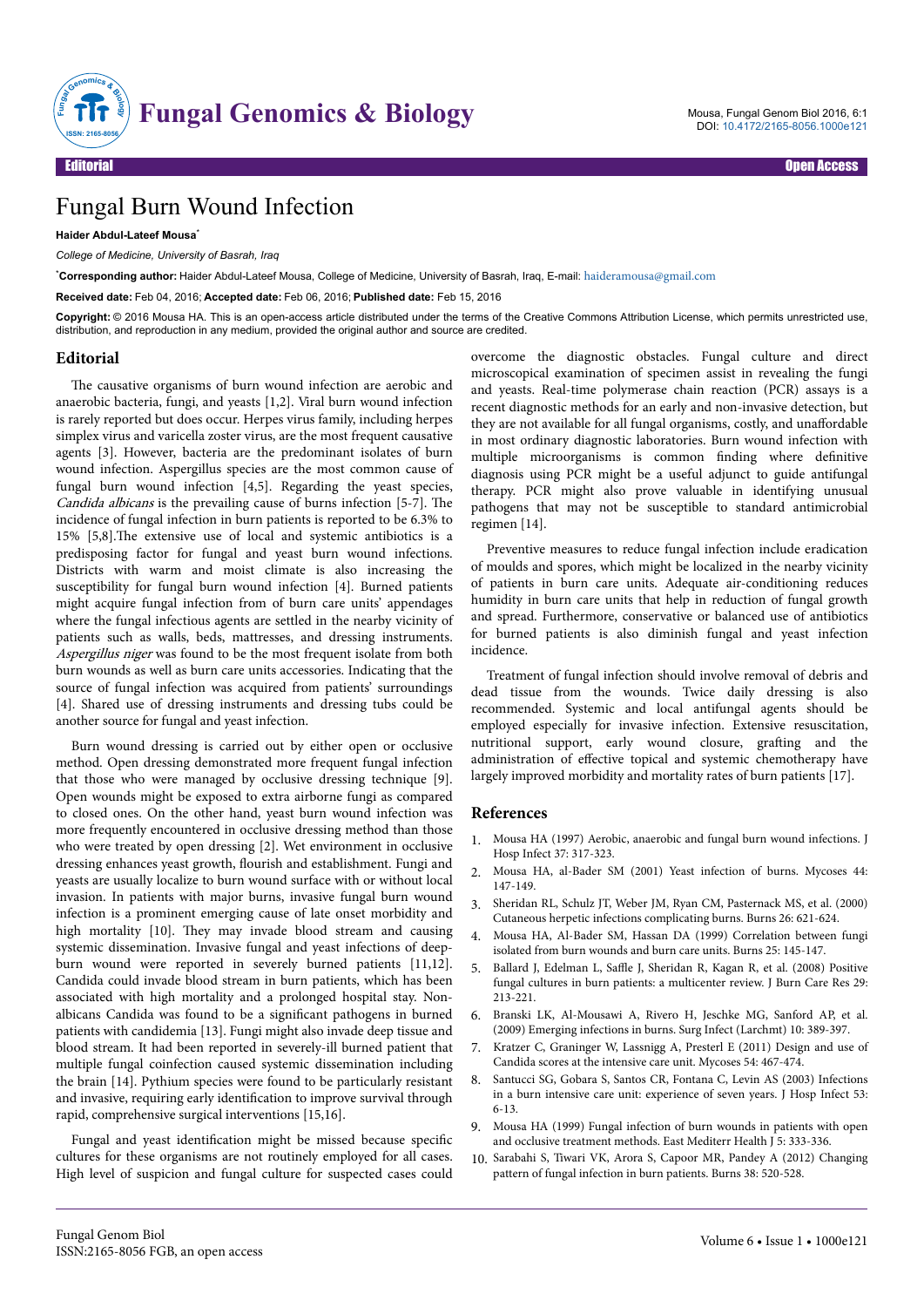# Fungal Burn Wound Infection

**Haider Abdul-Lateef Mousa***

*College of Medicine, University of Basrah, Iraq*

***Corresponding author:** Haider Abdul-Lateef Mousa, College of Medicine, University of Basrah, Iraq, E-mail: haideramousa@gmail.com

**Received date:** Feb 04, 2016; **Accepted date:** Feb 06, 2016; **Published date:** Feb 15, 2016

**Copyright:** © 2016 Mousa HA. This is an open-access article distributed under the terms of the Creative Commons Attribution License, which permits unrestricted use, distribution, and reproduction in any medium, provided the original author and source are credited.

## Editorial

The causative organisms of burn wound infection are aerobic and anaerobic bacteria, fungi, and yeasts [1,2]. Viral burn wound infection is rarely reported but does occur. Herpes virus family, including herpes simplex virus and varicella zoster virus, are the most frequent causative agents [3]. However, bacteria are the predominant isolates of burn wound infection. Aspergillus species are the most common cause of fungal burn wound infection [4,5]. Regarding the yeast species, *Candida albicans* is the prevailing cause of burns infection [5-7]. The incidence of fungal infection in burn patients is reported to be 6.3% to 15% [5,8].The extensive use of local and systemic antibiotics is a predisposing factor for fungal and yeast burn wound infections. Districts with warm and moist climate is also increasing the susceptibility for fungal burn wound infection [4]. Burned patients might acquire fungal infection from of burn care units' appendages where the fungal infectious agents are settled in the nearby vicinity of patients such as walls, beds, mattresses, and dressing instruments. *Aspergillus niger* was found to be the most frequent isolate from both burn wounds as well as burn care units accessories. Indicating that the source of fungal infection was acquired from patients' surroundings [4]. Shared use of dressing instruments and dressing tubs could be another source for fungal and yeast infection.

Burn wound dressing is carried out by either open or occlusive method. Open dressing demonstrated more frequent fungal infection that those who were managed by occlusive dressing technique [9]. Open wounds might be exposed to extra airborne fungi as compared to closed ones. On the other hand, yeast burn wound infection was more frequently encountered in occlusive dressing method than those who were treated by open dressing [2]. Wet environment in occlusive dressing enhances yeast growth, flourish and establishment. Fungi and yeasts are usually localize to burn wound surface with or without local invasion. In patients with major burns, invasive fungal burn wound infection is a prominent emerging cause of late onset morbidity and high mortality [10]. They may invade blood stream and causing systemic dissemination. Invasive fungal and yeast infections of deep-burn wound were reported in severely burned patients [11,12]. Candida could invade blood stream in burn patients, which has been associated with high mortality and a prolonged hospital stay. Non-albicans Candida was found to be a significant pathogens in burned patients with candidemia [13]. Fungi might also invade deep tissue and blood stream. It had been reported in severely-ill burned patient that multiple fungal coinfection caused systemic dissemination including the brain [14]. Pythium species were found to be particularly resistant and invasive, requiring early identification to improve survival through rapid, comprehensive surgical interventions [15,16].

Fungal and yeast identification might be missed because specific cultures for these organisms are not routinely employed for all cases. High level of suspicion and fungal culture for suspected cases could overcome the diagnostic obstacles. Fungal culture and direct microscopical examination of specimen assist in revealing the fungi and yeasts. Real-time polymerase chain reaction (PCR) assays is a recent diagnostic methods for an early and non-invasive detection, but they are not available for all fungal organisms, costly, and unaffordable in most ordinary diagnostic laboratories. Burn wound infection with multiple microorganisms is common finding where definitive diagnosis using PCR might be a useful adjunct to guide antifungal therapy. PCR might also prove valuable in identifying unusual pathogens that may not be susceptible to standard antimicrobial regimen [14].

Preventive measures to reduce fungal infection include eradication of moulds and spores, which might be localized in the nearby vicinity of patients in burn care units. Adequate air-conditioning reduces humidity in burn care units that help in reduction of fungal growth and spread. Furthermore, conservative or balanced use of antibiotics for burned patients is also diminish fungal and yeast infection incidence.

Treatment of fungal infection should involve removal of debris and dead tissue from the wounds. Twice daily dressing is also recommended. Systemic and local antifungal agents should be employed especially for invasive infection. Extensive resuscitation, nutritional support, early wound closure, grafting and the administration of effective topical and systemic chemotherapy have largely improved morbidity and mortality rates of burn patients [17].

## References

1. Mousa HA (1997) Aerobic, anaerobic and fungal burn wound infections. J Hosp Infect 37: 317-323.
2. Mousa HA, al-Bader SM (2001) Yeast infection of burns. Mycoses 44: 147-149.
3. Sheridan RL, Schulz JT, Weber JM, Ryan CM, Pasternack MS, et al. (2000) Cutaneous herpetic infections complicating burns. Burns 26: 621-624.
4. Mousa HA, Al-Bader SM, Hassan DA (1999) Correlation between fungi isolated from burn wounds and burn care units. Burns 25: 145-147.
5. Ballard J, Edelman L, Saffle J, Sheridan R, Kagan R, et al. (2008) Positive fungal cultures in burn patients: a multicenter review. J Burn Care Res 29: 213-221.
6. Branski LK, Al-Mousawi A, Rivero H, Jeschke MG, Sanford AP, et al. (2009) Emerging infections in burns. Surg Infect (Larchmt) 10: 389-397.
7. Kratzer C, Graninger W, Lassnigg A, Presterl E (2011) Design and use of Candida scores at the intensive care unit. Mycoses 54: 467-474.
8. Santucci SG, Gobara S, Santos CR, Fontana C, Levin AS (2003) Infections in a burn intensive care unit: experience of seven years. J Hosp Infect 53: 6-13.
9. Mousa HA (1999) Fungal infection of burn wounds in patients with open and occlusive treatment methods. East Mediterr Health J 5: 333-336.
10. Sarabahi S, Tiwari VK, Arora S, Capoor MR, Pandey A (2012) Changing pattern of fungal infection in burn patients. Burns 38: 520-528.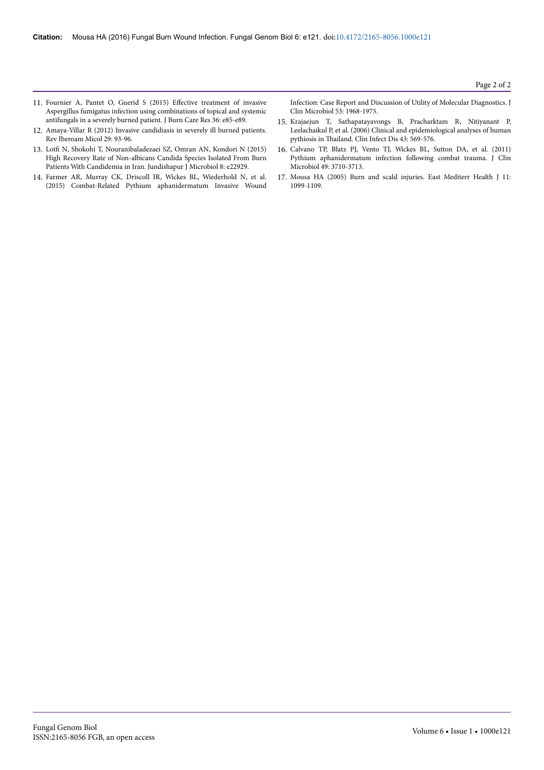11. Fournier A, Pantet O, Guerid S (2015) Effective treatment of invasive Aspergillus fumigatus infection using combinations of topical and systemic antifungals in a severely burned patient. J Burn Care Res 36: e85-e89.
12. Amaya-Villar R (2012) Invasive candidiasis in severely ill burned patients. Rev Iberoam Micol 29: 93-96.
13. Lotfi N, Shokohi T, Nouranibaladezaei SZ, Omran AN, Kondori N (2015) High Recovery Rate of Non-albicans Candida Species Isolated From Burn Patients With Candidemia in Iran. Jundishapur J Microbiol 8: e22929.
14. Farmer AR, Murray CK, Driscoll IR, Wickes BL, Wiederhold N, et al. (2015) Combat-Related Pythium aphanidermatum Invasive Wound Infection: Case Report and Discussion of Utility of Molecular Diagnostics. J Clin Microbiol 53: 1968-1975.
15. Krajaejun T, Sathapatayavongs B, Pracharktam R, Nitiyanant P, Leelachaikul P, et al. (2006) Clinical and epidemiological analyses of human pythiosis in Thailand. Clin Infect Dis 43: 569-576.
16. Calvano TP, Blatz PJ, Vento TJ, Wickes BL, Sutton DA, et al. (2011) Pythium aphanidermatum infection following combat trauma. J Clin Microbiol 49: 3710-3713.
17. Mousa HA (2005) Burn and scald injuries. East Mediterr Health J 11: 1099-1109.